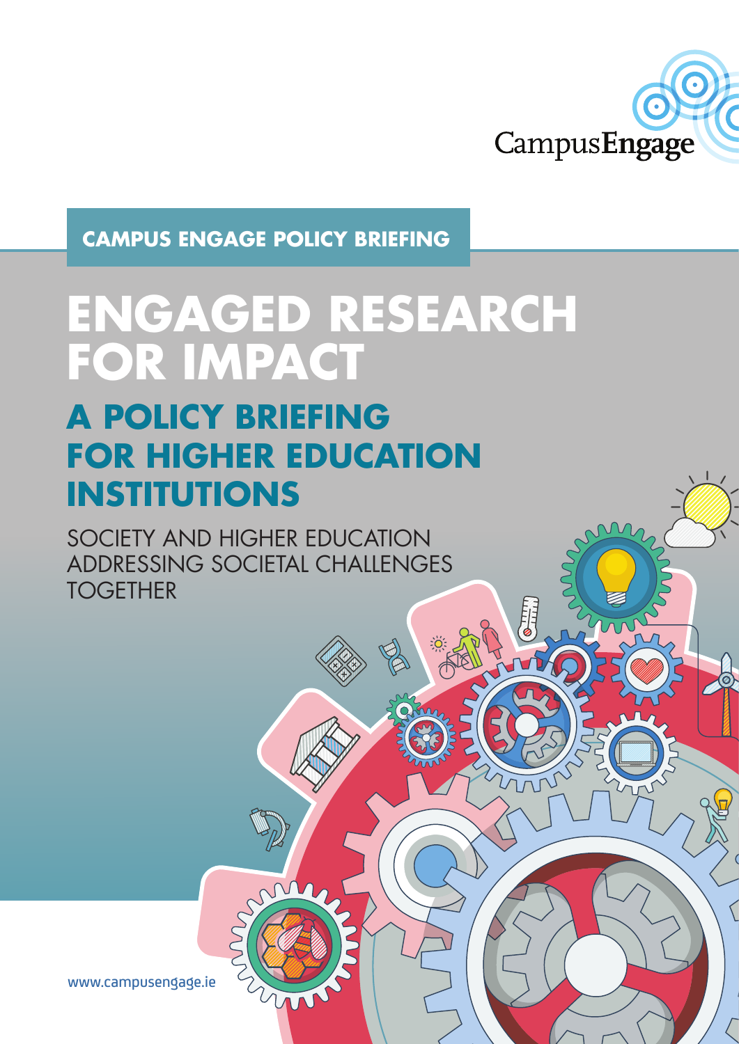CampusEngage

**CAMPUS ENGAGE POLICY BRIEFING**

# ENGAGED RESEARCH FOR IMPACT

## A POLICY BRIEFING FOR HIGHER EDUCATION INSTITUTIONS

SOCIETY AND HIGHER EDUCATION ADDRESSING SOCIETAL CHALLENGES TOGETHER

www.campusengage.ie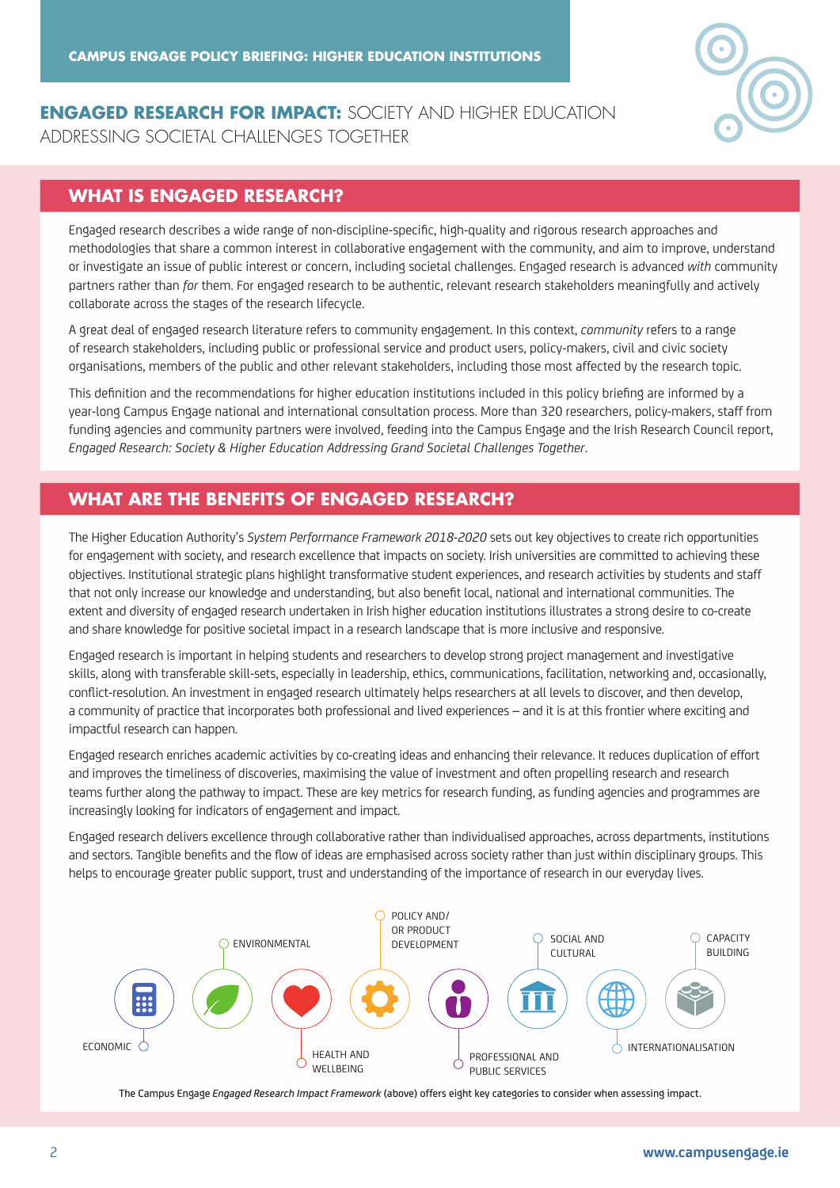CAMPUS ENGAGE POLICY BRIEFING: HIGHER EDUCATION INSTITUTIONS

# ENGAGED RESEARCH FOR IMPACT: SOCIETY AND HIGHER EDUCATION ADDRESSING SOCIETAL CHALLENGES TOGETHER

## WHAT IS ENGAGED RESEARCH?

Engaged research describes a wide range of non-discipline-specific, high-quality and rigorous research approaches and methodologies that share a common interest in collaborative engagement with the community, and aim to improve, understand or investigate an issue of public interest or concern, including societal challenges. Engaged research is advanced *with* community partners rather than *for* them. For engaged research to be authentic, relevant research stakeholders meaningfully and actively collaborate across the stages of the research lifecycle.

A great deal of engaged research literature refers to community engagement. In this context, *community* refers to a range of research stakeholders, including public or professional service and product users, policy-makers, civil and civic society organisations, members of the public and other relevant stakeholders, including those most affected by the research topic.

This definition and the recommendations for higher education institutions included in this policy briefing are informed by a year-long Campus Engage national and international consultation process. More than 320 researchers, policy-makers, staff from funding agencies and community partners were involved, feeding into the Campus Engage and the Irish Research Council report, *Engaged Research: Society & Higher Education Addressing Grand Societal Challenges Together*.

## WHAT ARE THE BENEFITS OF ENGAGED RESEARCH?

The Higher Education Authority's *System Performance Framework 2018-2020* sets out key objectives to create rich opportunities for engagement with society, and research excellence that impacts on society. Irish universities are committed to achieving these objectives. Institutional strategic plans highlight transformative student experiences, and research activities by students and staff that not only increase our knowledge and understanding, but also benefit local, national and international communities. The extent and diversity of engaged research undertaken in Irish higher education institutions illustrates a strong desire to co-create and share knowledge for positive societal impact in a research landscape that is more inclusive and responsive.

Engaged research is important in helping students and researchers to develop strong project management and investigative skills, along with transferable skill-sets, especially in leadership, ethics, communications, facilitation, networking and, occasionally, conflict-resolution. An investment in engaged research ultimately helps researchers at all levels to discover, and then develop, a community of practice that incorporates both professional and lived experiences – and it is at this frontier where exciting and impactful research can happen.

Engaged research enriches academic activities by co-creating ideas and enhancing their relevance. It reduces duplication of effort and improves the timeliness of discoveries, maximising the value of investment and often propelling research and research teams further along the pathway to impact. These are key metrics for research funding, as funding agencies and programmes are increasingly looking for indicators of engagement and impact.

Engaged research delivers excellence through collaborative rather than individualised approaches, across departments, institutions and sectors. Tangible benefits and the flow of ideas are emphasised across society rather than just within disciplinary groups. This helps to encourage greater public support, trust and understanding of the importance of research in our everyday lives.

ECONOMIC · ENVIRONMENTAL · HEALTH AND WELLBEING · POLICY AND/OR PRODUCT DEVELOPMENT · PROFESSIONAL AND PUBLIC SERVICES · SOCIAL AND CULTURAL · INTERNATIONALISATION · CAPACITY BUILDING

The Campus Engage *Engaged Research Impact Framework* (above) offers eight key categories to consider when assessing impact.

www.campusengage.ie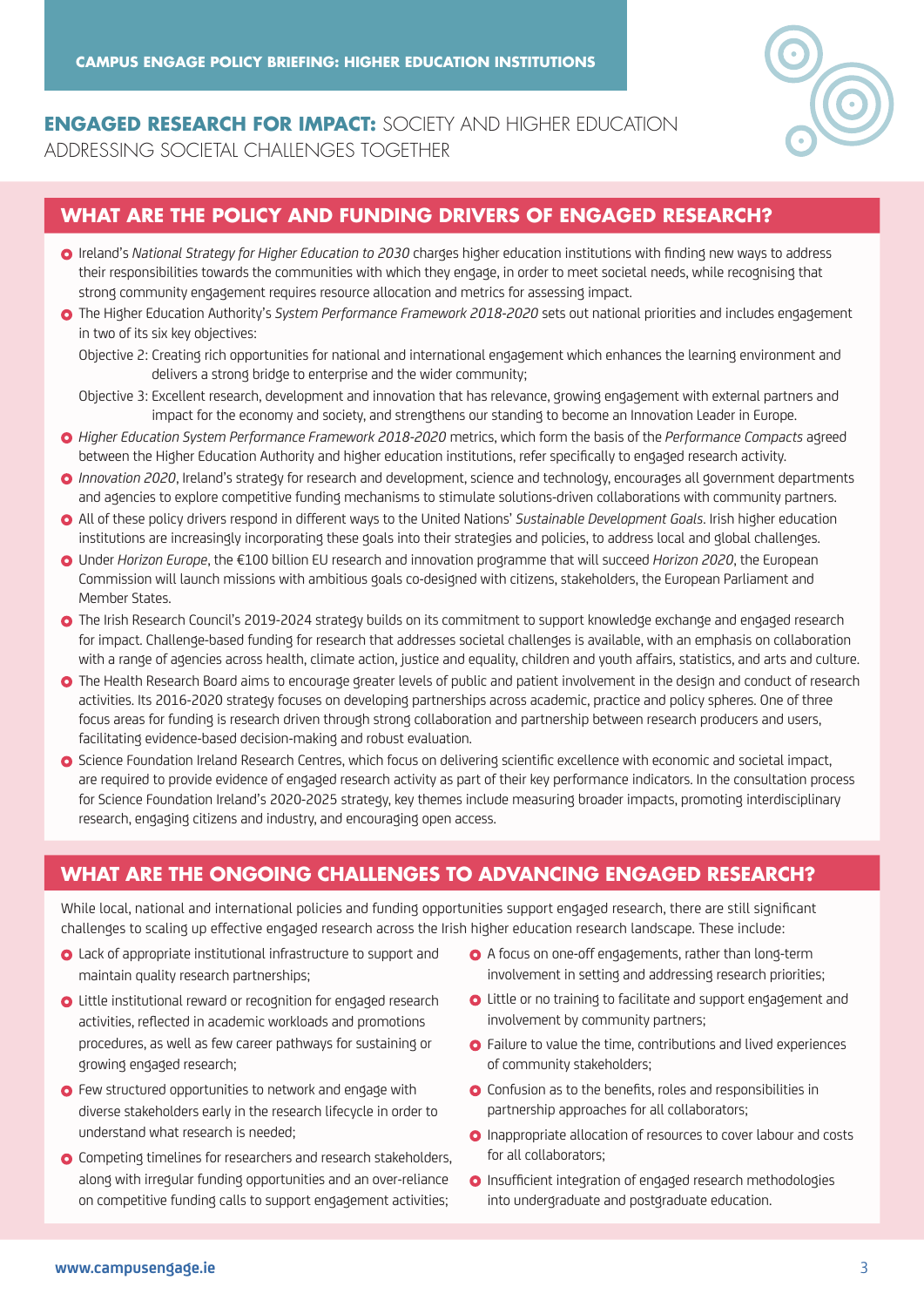**CAMPUS ENGAGE POLICY BRIEFING: HIGHER EDUCATION INSTITUTIONS**

**ENGAGED RESEARCH FOR IMPACT:** SOCIETY AND HIGHER EDUCATION ADDRESSING SOCIETAL CHALLENGES TOGETHER

## WHAT ARE THE POLICY AND FUNDING DRIVERS OF ENGAGED RESEARCH?

- Ireland's *National Strategy for Higher Education to 2030* charges higher education institutions with finding new ways to address their responsibilities towards the communities with which they engage, in order to meet societal needs, while recognising that strong community engagement requires resource allocation and metrics for assessing impact.
- The Higher Education Authority's *System Performance Framework 2018-2020* sets out national priorities and includes engagement in two of its six key objectives:

  Objective 2: Creating rich opportunities for national and international engagement which enhances the learning environment and delivers a strong bridge to enterprise and the wider community;

  Objective 3: Excellent research, development and innovation that has relevance, growing engagement with external partners and impact for the economy and society, and strengthens our standing to become an Innovation Leader in Europe.
- *Higher Education System Performance Framework 2018-2020* metrics, which form the basis of the *Performance Compacts* agreed between the Higher Education Authority and higher education institutions, refer specifically to engaged research activity.
- *Innovation 2020*, Ireland's strategy for research and development, science and technology, encourages all government departments and agencies to explore competitive funding mechanisms to stimulate solutions-driven collaborations with community partners.
- All of these policy drivers respond in different ways to the United Nations' *Sustainable Development Goals*. Irish higher education institutions are increasingly incorporating these goals into their strategies and policies, to address local and global challenges.
- Under *Horizon Europe*, the €100 billion EU research and innovation programme that will succeed *Horizon 2020*, the European Commission will launch missions with ambitious goals co-designed with citizens, stakeholders, the European Parliament and Member States.
- The Irish Research Council's 2019-2024 strategy builds on its commitment to support knowledge exchange and engaged research for impact. Challenge-based funding for research that addresses societal challenges is available, with an emphasis on collaboration with a range of agencies across health, climate action, justice and equality, children and youth affairs, statistics, and arts and culture.
- The Health Research Board aims to encourage greater levels of public and patient involvement in the design and conduct of research activities. Its 2016-2020 strategy focuses on developing partnerships across academic, practice and policy spheres. One of three focus areas for funding is research driven through strong collaboration and partnership between research producers and users, facilitating evidence-based decision-making and robust evaluation.
- Science Foundation Ireland Research Centres, which focus on delivering scientific excellence with economic and societal impact, are required to provide evidence of engaged research activity as part of their key performance indicators. In the consultation process for Science Foundation Ireland's 2020-2025 strategy, key themes include measuring broader impacts, promoting interdisciplinary research, engaging citizens and industry, and encouraging open access.

## WHAT ARE THE ONGOING CHALLENGES TO ADVANCING ENGAGED RESEARCH?

While local, national and international policies and funding opportunities support engaged research, there are still significant challenges to scaling up effective engaged research across the Irish higher education research landscape. These include:

- Lack of appropriate institutional infrastructure to support and maintain quality research partnerships;
- Little institutional reward or recognition for engaged research activities, reflected in academic workloads and promotions procedures, as well as few career pathways for sustaining or growing engaged research;
- Few structured opportunities to network and engage with diverse stakeholders early in the research lifecycle in order to understand what research is needed;
- Competing timelines for researchers and research stakeholders, along with irregular funding opportunities and an over-reliance on competitive funding calls to support engagement activities;
- A focus on one-off engagements, rather than long-term involvement in setting and addressing research priorities;
- Little or no training to facilitate and support engagement and involvement by community partners;
- Failure to value the time, contributions and lived experiences of community stakeholders;
- Confusion as to the benefits, roles and responsibilities in partnership approaches for all collaborators;
- Inappropriate allocation of resources to cover labour and costs for all collaborators;
- Insufficient integration of engaged research methodologies into undergraduate and postgraduate education.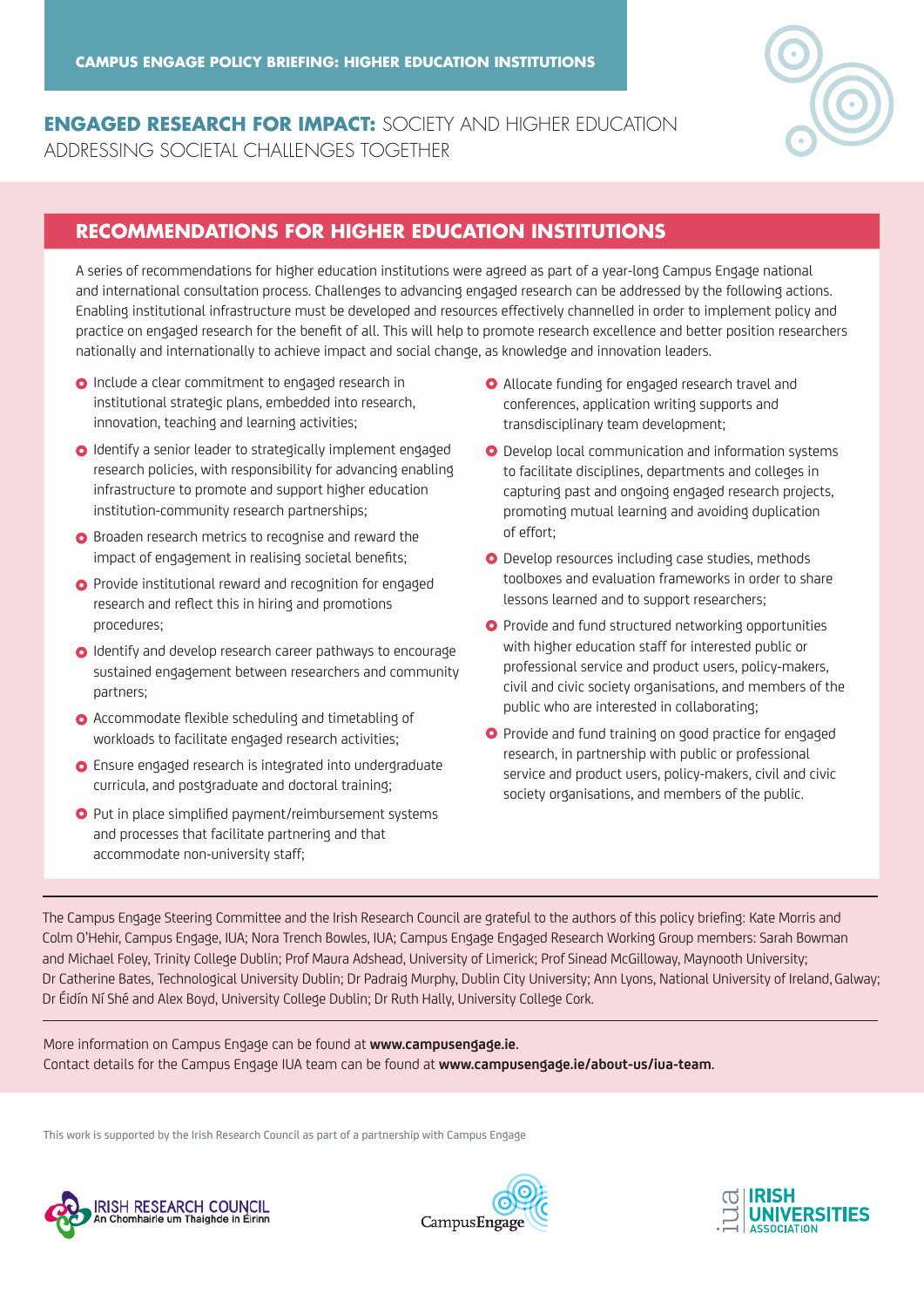**CAMPUS ENGAGE POLICY BRIEFING: HIGHER EDUCATION INSTITUTIONS**

**ENGAGED RESEARCH FOR IMPACT:** SOCIETY AND HIGHER EDUCATION ADDRESSING SOCIETAL CHALLENGES TOGETHER

## RECOMMENDATIONS FOR HIGHER EDUCATION INSTITUTIONS

A series of recommendations for higher education institutions were agreed as part of a year-long Campus Engage national and international consultation process. Challenges to advancing engaged research can be addressed by the following actions. Enabling institutional infrastructure must be developed and resources effectively channelled in order to implement policy and practice on engaged research for the benefit of all. This will help to promote research excellence and better position researchers nationally and internationally to achieve impact and social change, as knowledge and innovation leaders.

- Include a clear commitment to engaged research in institutional strategic plans, embedded into research, innovation, teaching and learning activities;
- Identify a senior leader to strategically implement engaged research policies, with responsibility for advancing enabling infrastructure to promote and support higher education institution-community research partnerships;
- Broaden research metrics to recognise and reward the impact of engagement in realising societal benefits;
- Provide institutional reward and recognition for engaged research and reflect this in hiring and promotions procedures;
- Identify and develop research career pathways to encourage sustained engagement between researchers and community partners;
- Accommodate flexible scheduling and timetabling of workloads to facilitate engaged research activities;
- Ensure engaged research is integrated into undergraduate curricula, and postgraduate and doctoral training;
- Put in place simplified payment/reimbursement systems and processes that facilitate partnering and that accommodate non-university staff;
- Allocate funding for engaged research travel and conferences, application writing supports and transdisciplinary team development;
- Develop local communication and information systems to facilitate disciplines, departments and colleges in capturing past and ongoing engaged research projects, promoting mutual learning and avoiding duplication of effort;
- Develop resources including case studies, methods toolboxes and evaluation frameworks in order to share lessons learned and to support researchers;
- Provide and fund structured networking opportunities with higher education staff for interested public or professional service and product users, policy-makers, civil and civic society organisations, and members of the public who are interested in collaborating;
- Provide and fund training on good practice for engaged research, in partnership with public or professional service and product users, policy-makers, civil and civic society organisations, and members of the public.

---

The Campus Engage Steering Committee and the Irish Research Council are grateful to the authors of this policy briefing: Kate Morris and Colm O'Hehir, Campus Engage, IUA; Nora Trench Bowles, IUA; Campus Engage Engaged Research Working Group members: Sarah Bowman and Michael Foley, Trinity College Dublin; Prof Maura Adshead, University of Limerick; Prof Sinead McGilloway, Maynooth University; Dr Catherine Bates, Technological University Dublin; Dr Padraig Murphy, Dublin City University; Ann Lyons, National University of Ireland, Galway; Dr Éidín Ní Shé and Alex Boyd, University College Dublin; Dr Ruth Hally, University College Cork.

---

More information on Campus Engage can be found at **www.campusengage.ie**.
Contact details for the Campus Engage IUA team can be found at **www.campusengage.ie/about-us/iua-team**.

This work is supported by the Irish Research Council as part of a partnership with Campus Engage

IRISH RESEARCH COUNCIL
An Chomhairle um Thaighde in Éirinn

CampusEngage

iua | IRISH UNIVERSITIES ASSOCIATION